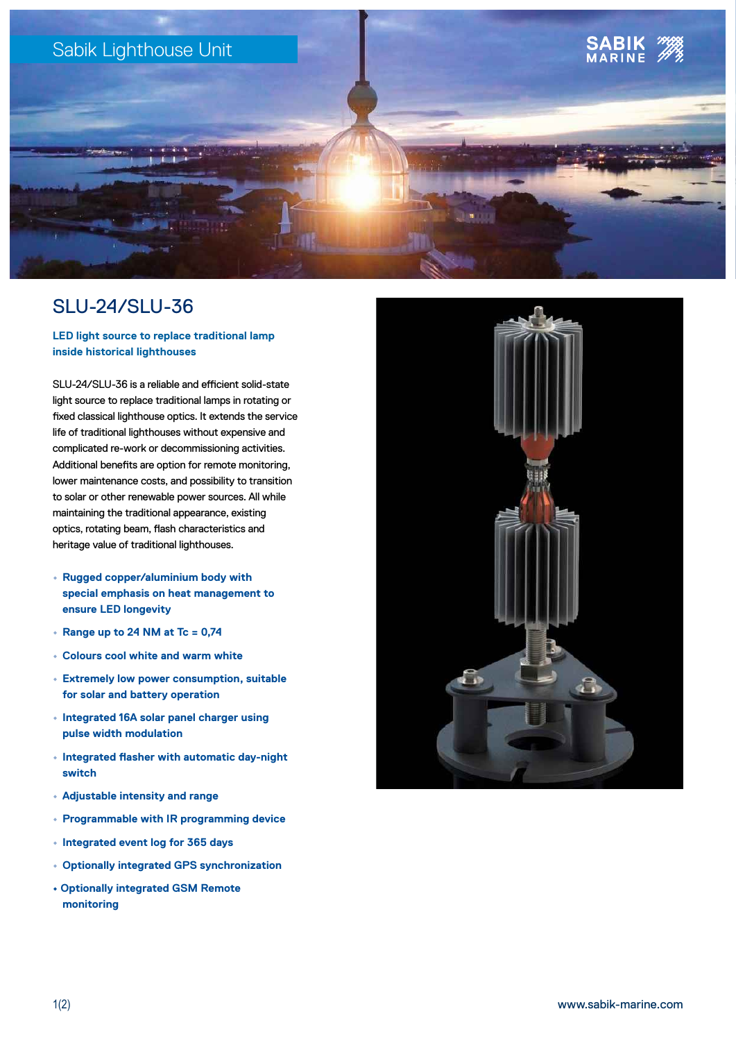Sabik Lighthouse Unit

SABIK MARINE

# SLU-24/SLU-36

**LED light source to replace traditional lamp inside historical lighthouses**

SLU-24/SLU-36 is a reliable and efficient solid-state light source to replace traditional lamps in rotating or fixed classical lighthouse optics. It extends the service life of traditional lighthouses without expensive and complicated re-work or decommissioning activities. Additional benefits are option for remote monitoring, lower maintenance costs, and possibility to transition to solar or other renewable power sources. All while maintaining the traditional appearance, existing optics, rotating beam, flash characteristics and heritage value of traditional lighthouses.

- **Rugged copper/aluminium body with special emphasis on heat management to ensure LED longevity**
- **Range up to 24 NM at Tc = 0,74**
- **Colours cool white and warm white**
- **Extremely low power consumption, suitable for solar and battery operation**
- **Integrated 16A solar panel charger using pulse width modulation**
- **Integrated flasher with automatic day-night switch**
- **Adjustable intensity and range**
- **Programmable with IR programming device**
- **Integrated event log for 365 days**
- **Optionally integrated GPS synchronization**
- **Optionally integrated GSM Remote monitoring**

www.sabik-marine.com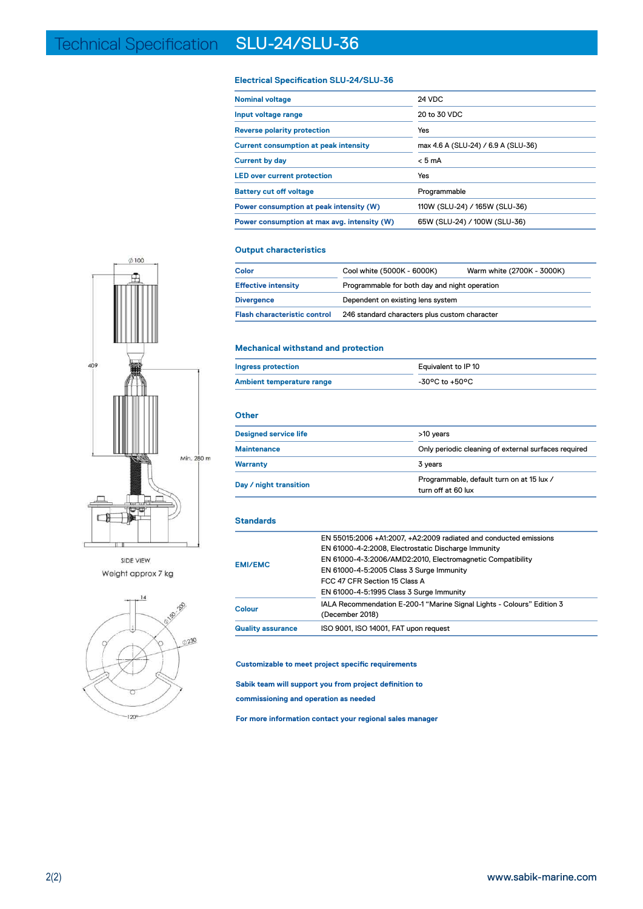# Technical Specification SLU-24/SLU-36

## Electrical Specification SLU-24/SLU-36

| | |
|---|---|
| Nominal voltage | 24 VDC |
| Input voltage range | 20 to 30 VDC |
| Reverse polarity protection | Yes |
| Current consumption at peak intensity | max 4.6 A (SLU-24) / 6.9 A (SLU-36) |
| Current by day | < 5 mA |
| LED over current protection | Yes |
| Battery cut off voltage | Programmable |
| Power consumption at peak intensity (W) | 110W (SLU-24) / 165W (SLU-36) |
| Power consumption at max avg. intensity (W) | 65W (SLU-24) / 100W (SLU-36) |

## Output characteristics

| | | |
|---|---|---|
| Color | Cool white (5000K - 6000K) | Warm white (2700K - 3000K) |
| Effective intensity | Programmable for both day and night operation | |
| Divergence | Dependent on existing lens system | |
| Flash characteristic control | 246 standard characters plus custom character | |

## Mechanical withstand and protection

| | |
|---|---|
| Ingress protection | Equivalent to IP 10 |
| Ambient temperature range | -30°C to +50°C |

## Other

| | |
|---|---|
| Designed service life | >10 years |
| Maintenance | Only periodic cleaning of external surfaces required |
| Warranty | 3 years |
| Day / night transition | Programmable, default turn on at 15 lux / turn off at 60 lux |

## Standards

| | |
|---|---|
| EMI/EMC | EN 55015:2006 +A1:2007, +A2:2009 radiated and conducted emissions<br>EN 61000-4-2:2008, Electrostatic Discharge Immunity<br>EN 61000-4-3:2006/AMD2:2010, Electromagnetic Compatibility<br>EN 61000-4-5:2005 Class 3 Surge Immunity<br>FCC 47 CFR Section 15 Class A<br>EN 61000-4-5:1995 Class 3 Surge Immunity |
| Colour | IALA Recommendation E-200-1 "Marine Signal Lights - Colours" Edition 3 (December 2018) |
| Quality assurance | ISO 9001, ISO 14001, FAT upon request |

Ø100

409

Min. 280 m

SIDE VIEW

Weight approx 7 kg

14

Ø150 - 200

Ø230

120°

**Customizable to meet project specific requirements**

**Sabik team will support you from project definition to commissioning and operation as needed**

**For more information contact your regional sales manager**

www.sabik-marine.com